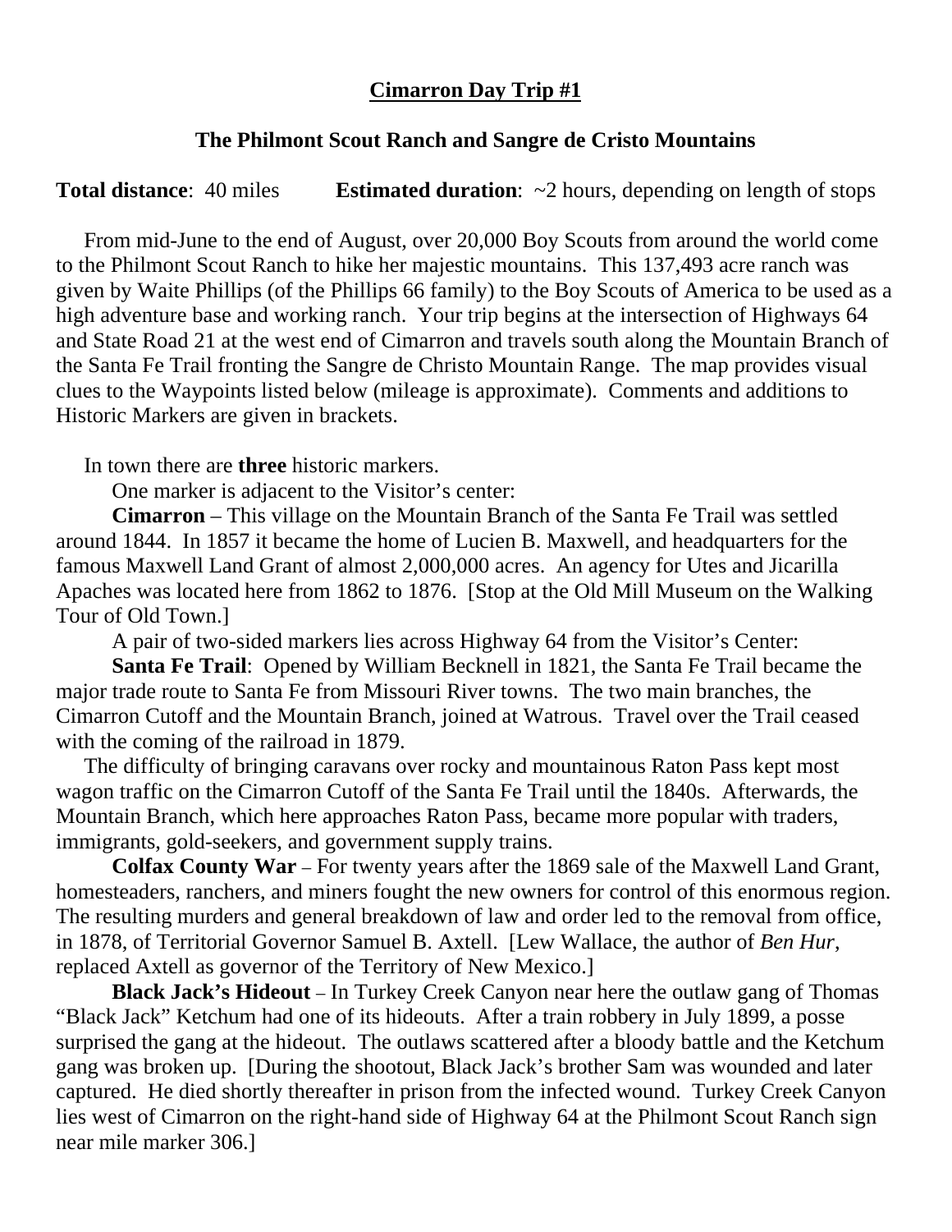# Cimarron Day Trip #1

## The Philmont Scout Ranch and Sangre de Cristo Mountains

**Total distance**: 40 miles **Estimated duration**: ~2 hours, depending on length of stops

From mid-June to the end of August, over 20,000 Boy Scouts from around the world come to the Philmont Scout Ranch to hike her majestic mountains. This 137,493 acre ranch was given by Waite Phillips (of the Phillips 66 family) to the Boy Scouts of America to be used as a high adventure base and working ranch. Your trip begins at the intersection of Highways 64 and State Road 21 at the west end of Cimarron and travels south along the Mountain Branch of the Santa Fe Trail fronting the Sangre de Christo Mountain Range. The map provides visual clues to the Waypoints listed below (mileage is approximate). Comments and additions to Historic Markers are given in brackets.

In town there are **three** historic markers.

One marker is adjacent to the Visitor's center:

**Cimarron** – This village on the Mountain Branch of the Santa Fe Trail was settled around 1844. In 1857 it became the home of Lucien B. Maxwell, and headquarters for the famous Maxwell Land Grant of almost 2,000,000 acres. An agency for Utes and Jicarilla Apaches was located here from 1862 to 1876. [Stop at the Old Mill Museum on the Walking Tour of Old Town.]

A pair of two-sided markers lies across Highway 64 from the Visitor's Center:

**Santa Fe Trail**: Opened by William Becknell in 1821, the Santa Fe Trail became the major trade route to Santa Fe from Missouri River towns. The two main branches, the Cimarron Cutoff and the Mountain Branch, joined at Watrous. Travel over the Trail ceased with the coming of the railroad in 1879.

The difficulty of bringing caravans over rocky and mountainous Raton Pass kept most wagon traffic on the Cimarron Cutoff of the Santa Fe Trail until the 1840s. Afterwards, the Mountain Branch, which here approaches Raton Pass, became more popular with traders, immigrants, gold-seekers, and government supply trains.

**Colfax County War** – For twenty years after the 1869 sale of the Maxwell Land Grant, homesteaders, ranchers, and miners fought the new owners for control of this enormous region. The resulting murders and general breakdown of law and order led to the removal from office, in 1878, of Territorial Governor Samuel B. Axtell. [Lew Wallace, the author of *Ben Hur*, replaced Axtell as governor of the Territory of New Mexico.]

**Black Jack's Hideout** – In Turkey Creek Canyon near here the outlaw gang of Thomas "Black Jack" Ketchum had one of its hideouts. After a train robbery in July 1899, a posse surprised the gang at the hideout. The outlaws scattered after a bloody battle and the Ketchum gang was broken up. [During the shootout, Black Jack's brother Sam was wounded and later captured. He died shortly thereafter in prison from the infected wound. Turkey Creek Canyon lies west of Cimarron on the right-hand side of Highway 64 at the Philmont Scout Ranch sign near mile marker 306.]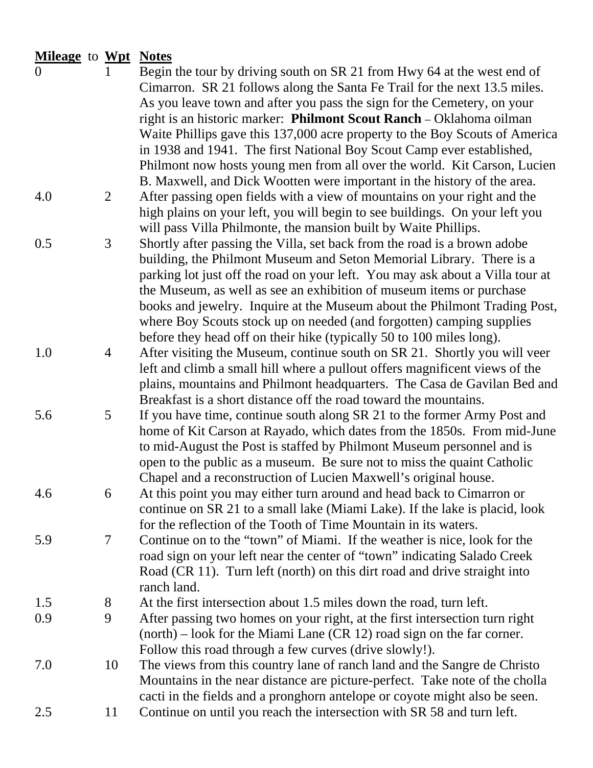| **Mileage** to | **Wpt** | **Notes** |
|---|---|---|
| 0 | 1 | Begin the tour by driving south on SR 21 from Hwy 64 at the west end of Cimarron. SR 21 follows along the Santa Fe Trail for the next 13.5 miles. As you leave town and after you pass the sign for the Cemetery, on your right is an historic marker: **Philmont Scout Ranch** – Oklahoma oilman Waite Phillips gave this 137,000 acre property to the Boy Scouts of America in 1938 and 1941. The first National Boy Scout Camp ever established, Philmont now hosts young men from all over the world. Kit Carson, Lucien B. Maxwell, and Dick Wootten were important in the history of the area. |
| 4.0 | 2 | After passing open fields with a view of mountains on your right and the high plains on your left, you will begin to see buildings. On your left you will pass Villa Philmonte, the mansion built by Waite Phillips. |
| 0.5 | 3 | Shortly after passing the Villa, set back from the road is a brown adobe building, the Philmont Museum and Seton Memorial Library. There is a parking lot just off the road on your left. You may ask about a Villa tour at the Museum, as well as see an exhibition of museum items or purchase books and jewelry. Inquire at the Museum about the Philmont Trading Post, where Boy Scouts stock up on needed (and forgotten) camping supplies before they head off on their hike (typically 50 to 100 miles long). |
| 1.0 | 4 | After visiting the Museum, continue south on SR 21. Shortly you will veer left and climb a small hill where a pullout offers magnificent views of the plains, mountains and Philmont headquarters. The Casa de Gavilan Bed and Breakfast is a short distance off the road toward the mountains. |
| 5.6 | 5 | If you have time, continue south along SR 21 to the former Army Post and home of Kit Carson at Rayado, which dates from the 1850s. From mid-June to mid-August the Post is staffed by Philmont Museum personnel and is open to the public as a museum. Be sure not to miss the quaint Catholic Chapel and a reconstruction of Lucien Maxwell's original house. |
| 4.6 | 6 | At this point you may either turn around and head back to Cimarron or continue on SR 21 to a small lake (Miami Lake). If the lake is placid, look for the reflection of the Tooth of Time Mountain in its waters. |
| 5.9 | 7 | Continue on to the "town" of Miami. If the weather is nice, look for the road sign on your left near the center of "town" indicating Salado Creek Road (CR 11). Turn left (north) on this dirt road and drive straight into ranch land. |
| 1.5 | 8 | At the first intersection about 1.5 miles down the road, turn left. |
| 0.9 | 9 | After passing two homes on your right, at the first intersection turn right (north) – look for the Miami Lane (CR 12) road sign on the far corner. Follow this road through a few curves (drive slowly!). |
| 7.0 | 10 | The views from this country lane of ranch land and the Sangre de Christo Mountains in the near distance are picture-perfect. Take note of the cholla cacti in the fields and a pronghorn antelope or coyote might also be seen. |
| 2.5 | 11 | Continue on until you reach the intersection with SR 58 and turn left. |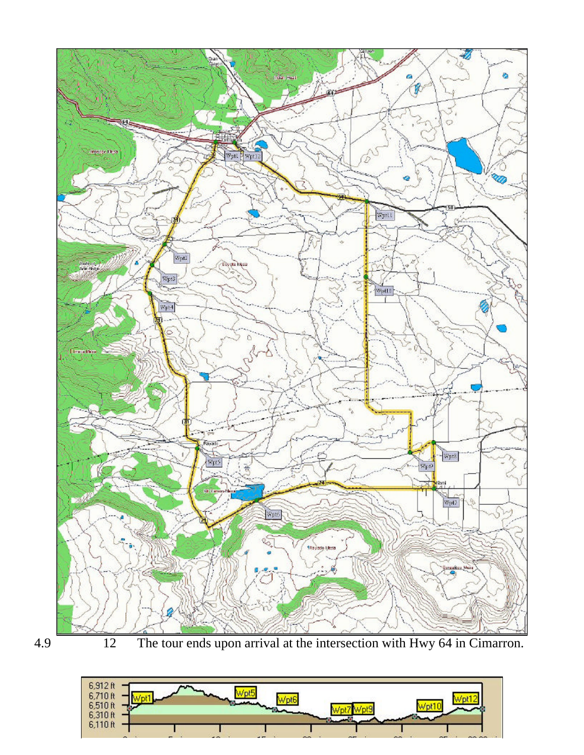| | | |
|---|---|---|
| 4.9 | 12 | The tour ends upon arrival at the intersection with Hwy 64 in Cimarron. |